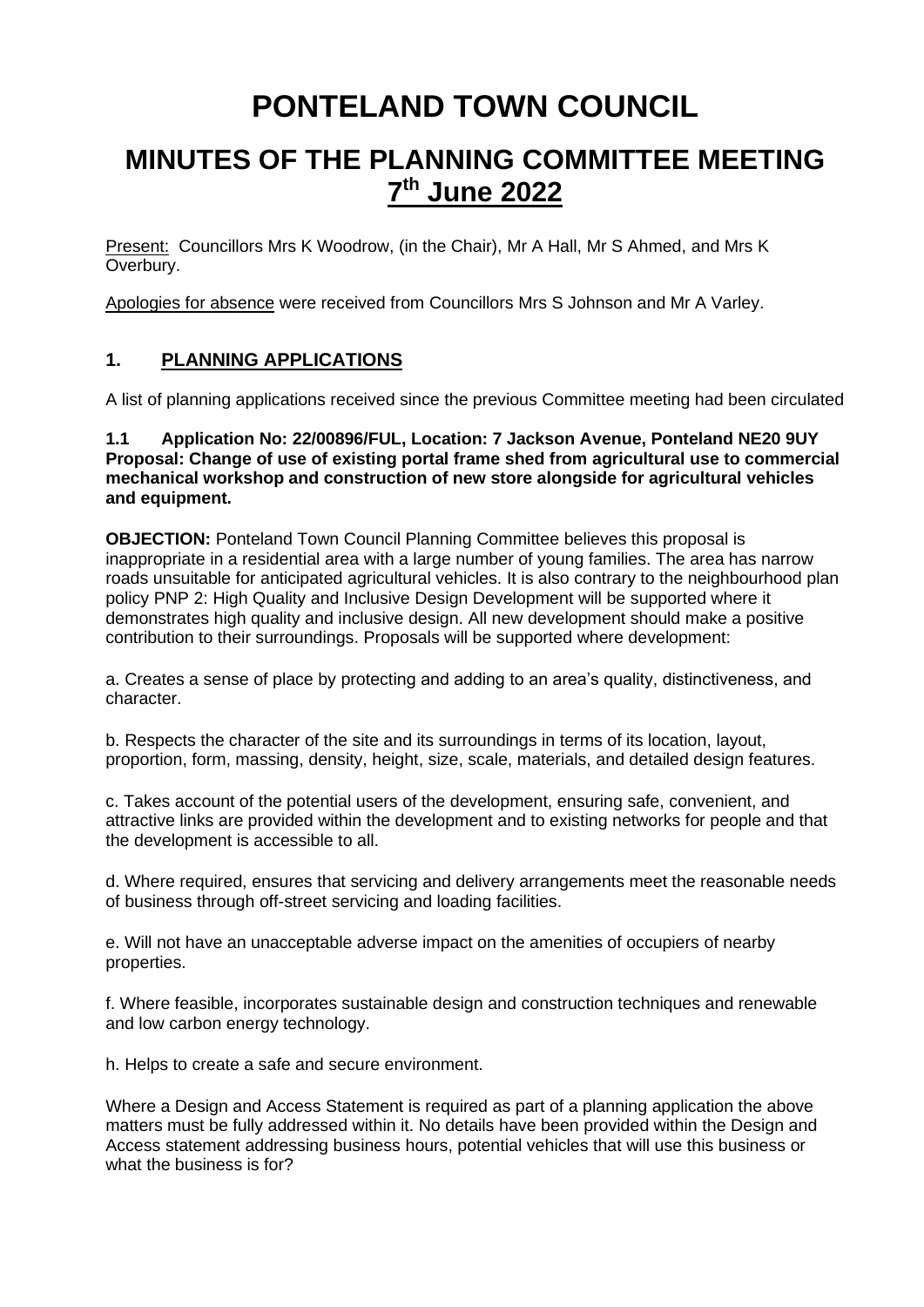# PONTELAND TOWN COUNCIL

## MINUTES OF THE PLANNING COMMITTEE MEETING 7th June 2022

Present: Councillors Mrs K Woodrow, (in the Chair), Mr A Hall, Mr S Ahmed, and Mrs K Overbury.

Apologies for absence were received from Councillors Mrs S Johnson and Mr A Varley.

### 1. PLANNING APPLICATIONS

A list of planning applications received since the previous Committee meeting had been circulated

**1.1 Application No: 22/00896/FUL, Location: 7 Jackson Avenue, Ponteland NE20 9UY Proposal: Change of use of existing portal frame shed from agricultural use to commercial mechanical workshop and construction of new store alongside for agricultural vehicles and equipment.**

**OBJECTION:** Ponteland Town Council Planning Committee believes this proposal is inappropriate in a residential area with a large number of young families. The area has narrow roads unsuitable for anticipated agricultural vehicles. It is also contrary to the neighbourhood plan policy PNP 2: High Quality and Inclusive Design Development will be supported where it demonstrates high quality and inclusive design. All new development should make a positive contribution to their surroundings. Proposals will be supported where development:

a. Creates a sense of place by protecting and adding to an area's quality, distinctiveness, and character.

b. Respects the character of the site and its surroundings in terms of its location, layout, proportion, form, massing, density, height, size, scale, materials, and detailed design features.

c. Takes account of the potential users of the development, ensuring safe, convenient, and attractive links are provided within the development and to existing networks for people and that the development is accessible to all.

d. Where required, ensures that servicing and delivery arrangements meet the reasonable needs of business through off-street servicing and loading facilities.

e. Will not have an unacceptable adverse impact on the amenities of occupiers of nearby properties.

f. Where feasible, incorporates sustainable design and construction techniques and renewable and low carbon energy technology.

h. Helps to create a safe and secure environment.

Where a Design and Access Statement is required as part of a planning application the above matters must be fully addressed within it. No details have been provided within the Design and Access statement addressing business hours, potential vehicles that will use this business or what the business is for?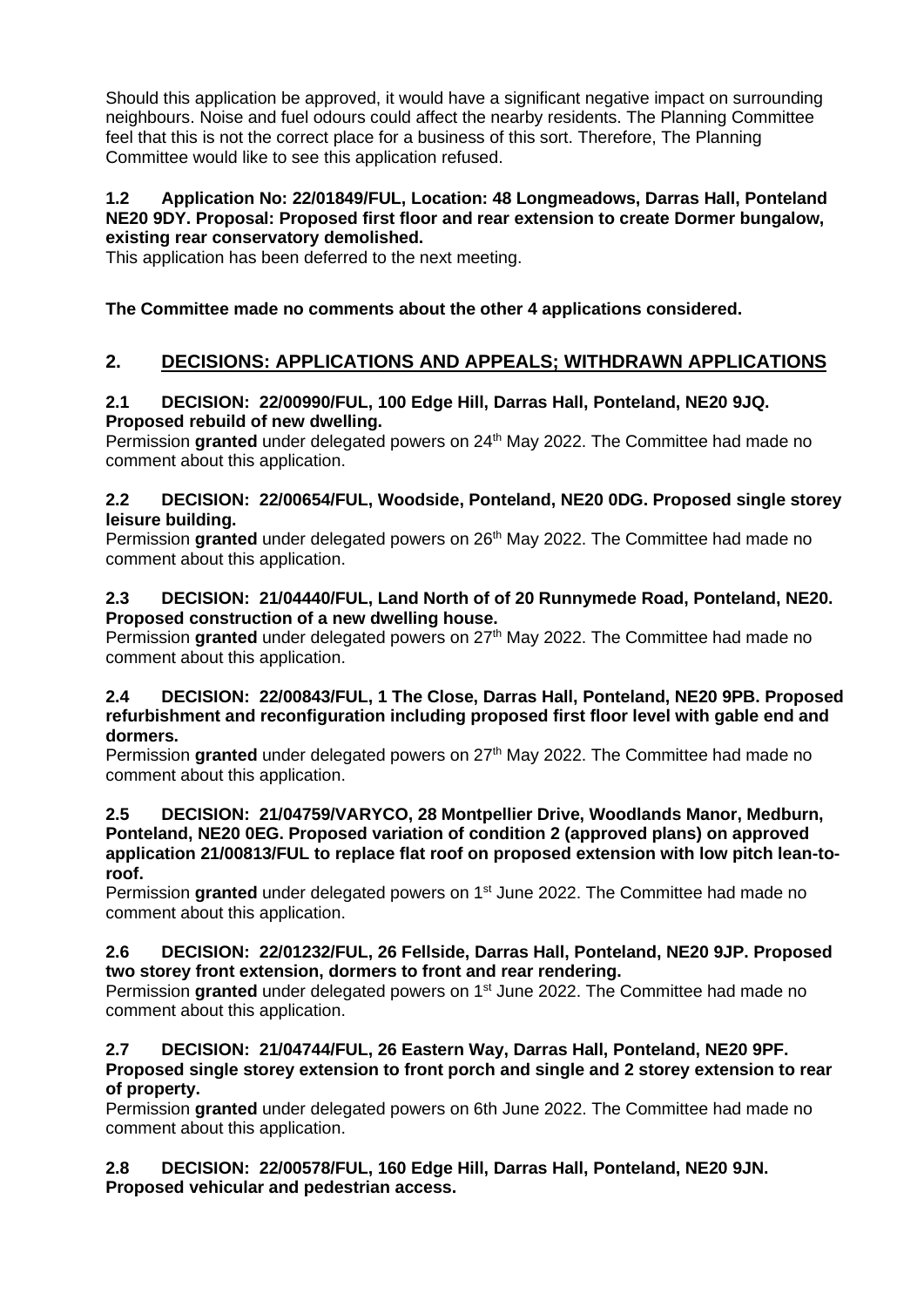Should this application be approved, it would have a significant negative impact on surrounding neighbours. Noise and fuel odours could affect the nearby residents. The Planning Committee feel that this is not the correct place for a business of this sort. Therefore, The Planning Committee would like to see this application refused.

**1.2 Application No: 22/01849/FUL, Location: 48 Longmeadows, Darras Hall, Ponteland NE20 9DY. Proposal: Proposed first floor and rear extension to create Dormer bungalow, existing rear conservatory demolished.**

This application has been deferred to the next meeting.

**The Committee made no comments about the other 4 applications considered.**

## 2. DECISIONS: APPLICATIONS AND APPEALS; WITHDRAWN APPLICATIONS

**2.1 DECISION: 22/00990/FUL, 100 Edge Hill, Darras Hall, Ponteland, NE20 9JQ. Proposed rebuild of new dwelling.**

Permission **granted** under delegated powers on 24th May 2022. The Committee had made no comment about this application.

**2.2 DECISION: 22/00654/FUL, Woodside, Ponteland, NE20 0DG. Proposed single storey leisure building.**

Permission **granted** under delegated powers on 26th May 2022. The Committee had made no comment about this application.

**2.3 DECISION: 21/04440/FUL, Land North of of 20 Runnymede Road, Ponteland, NE20. Proposed construction of a new dwelling house.**

Permission **granted** under delegated powers on 27th May 2022. The Committee had made no comment about this application.

**2.4 DECISION: 22/00843/FUL, 1 The Close, Darras Hall, Ponteland, NE20 9PB. Proposed refurbishment and reconfiguration including proposed first floor level with gable end and dormers.**

Permission **granted** under delegated powers on 27th May 2022. The Committee had made no comment about this application.

**2.5 DECISION: 21/04759/VARYCO, 28 Montpellier Drive, Woodlands Manor, Medburn, Ponteland, NE20 0EG. Proposed variation of condition 2 (approved plans) on approved application 21/00813/FUL to replace flat roof on proposed extension with low pitch lean-to-roof.**

Permission **granted** under delegated powers on 1st June 2022. The Committee had made no comment about this application.

**2.6 DECISION: 22/01232/FUL, 26 Fellside, Darras Hall, Ponteland, NE20 9JP. Proposed two storey front extension, dormers to front and rear rendering.**

Permission **granted** under delegated powers on 1st June 2022. The Committee had made no comment about this application.

**2.7 DECISION: 21/04744/FUL, 26 Eastern Way, Darras Hall, Ponteland, NE20 9PF. Proposed single storey extension to front porch and single and 2 storey extension to rear of property.**

Permission **granted** under delegated powers on 6th June 2022. The Committee had made no comment about this application.

**2.8 DECISION: 22/00578/FUL, 160 Edge Hill, Darras Hall, Ponteland, NE20 9JN. Proposed vehicular and pedestrian access.**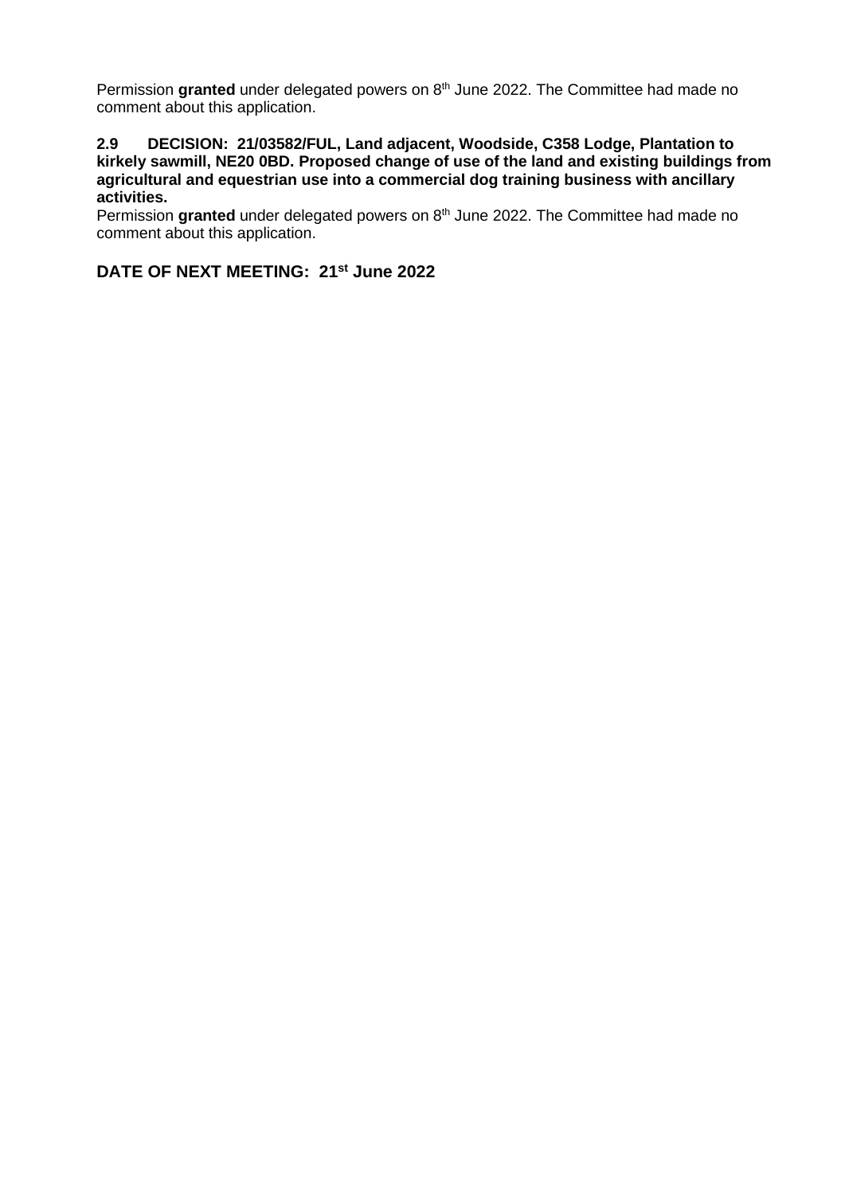Permission **granted** under delegated powers on 8th June 2022. The Committee had made no comment about this application.

**2.9 DECISION: 21/03582/FUL, Land adjacent, Woodside, C358 Lodge, Plantation to kirkely sawmill, NE20 0BD. Proposed change of use of the land and existing buildings from agricultural and equestrian use into a commercial dog training business with ancillary activities.**

Permission **granted** under delegated powers on 8th June 2022. The Committee had made no comment about this application.

## DATE OF NEXT MEETING: 21st June 2022